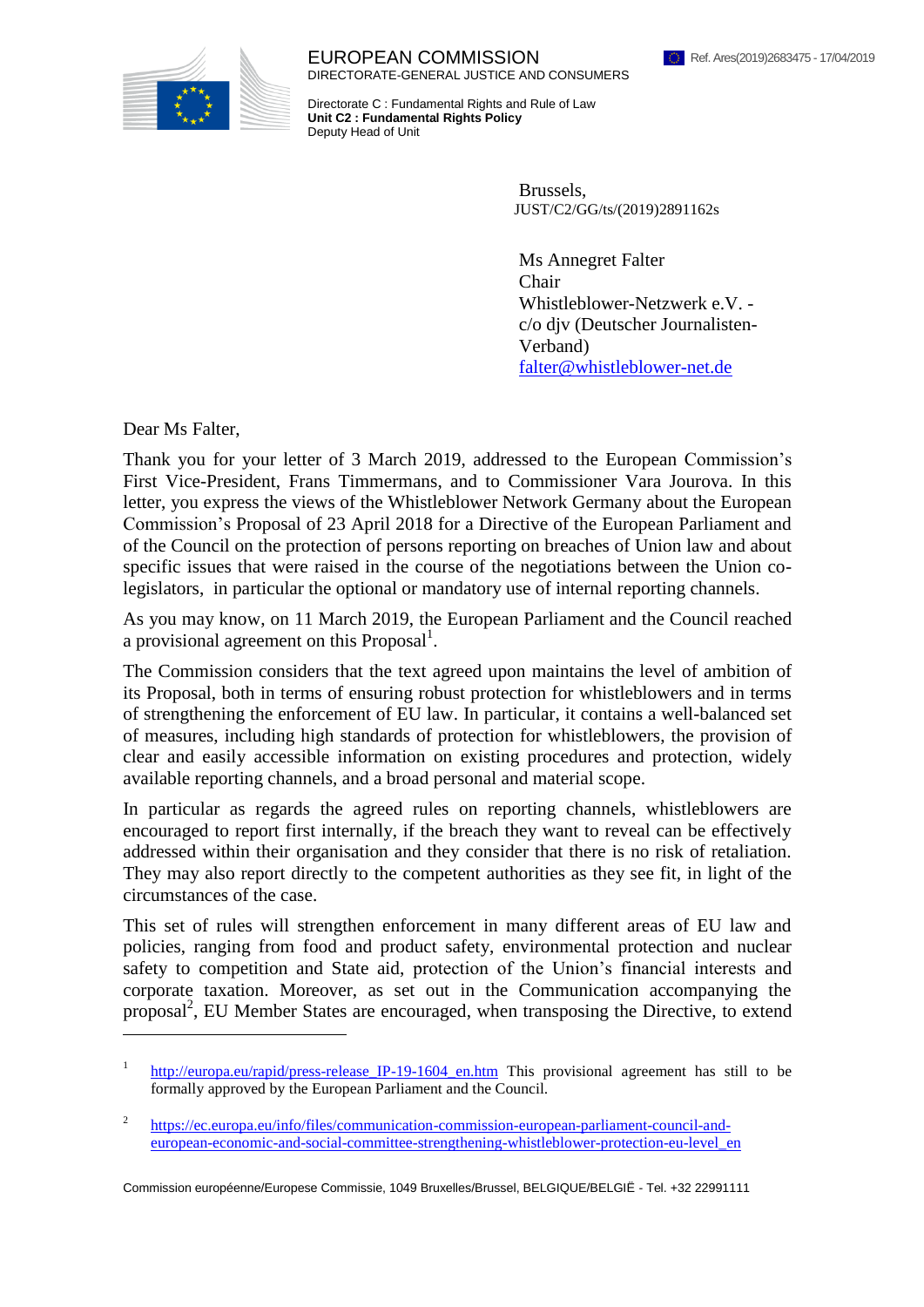EUROPEAN COMMISSION
DIRECTORATE-GENERAL JUSTICE AND CONSUMERS

Directorate C : Fundamental Rights and Rule of Law
**Unit C2 : Fundamental Rights Policy**
Deputy Head of Unit

Ref. Ares(2019)2683475 - 17/04/2019

Brussels,
JUST/C2/GG/ts/(2019)2891162s

Ms Annegret Falter
Chair
Whistleblower-Netzwerk e.V. -
c/o djv (Deutscher Journalisten-Verband)
falter@whistleblower-net.de

Dear Ms Falter,

Thank you for your letter of 3 March 2019, addressed to the European Commission's First Vice-President, Frans Timmermans, and to Commissioner Vara Jourova. In this letter, you express the views of the Whistleblower Network Germany about the European Commission's Proposal of 23 April 2018 for a Directive of the European Parliament and of the Council on the protection of persons reporting on breaches of Union law and about specific issues that were raised in the course of the negotiations between the Union co-legislators, in particular the optional or mandatory use of internal reporting channels.

As you may know, on 11 March 2019, the European Parliament and the Council reached a provisional agreement on this Proposal[1].

The Commission considers that the text agreed upon maintains the level of ambition of its Proposal, both in terms of ensuring robust protection for whistleblowers and in terms of strengthening the enforcement of EU law. In particular, it contains a well-balanced set of measures, including high standards of protection for whistleblowers, the provision of clear and easily accessible information on existing procedures and protection, widely available reporting channels, and a broad personal and material scope.

In particular as regards the agreed rules on reporting channels, whistleblowers are encouraged to report first internally, if the breach they want to reveal can be effectively addressed within their organisation and they consider that there is no risk of retaliation. They may also report directly to the competent authorities as they see fit, in light of the circumstances of the case.

This set of rules will strengthen enforcement in many different areas of EU law and policies, ranging from food and product safety, environmental protection and nuclear safety to competition and State aid, protection of the Union's financial interests and corporate taxation. Moreover, as set out in the Communication accompanying the proposal[2], EU Member States are encouraged, when transposing the Directive, to extend

---

[1] http://europa.eu/rapid/press-release_IP-19-1604_en.htm This provisional agreement has still to be formally approved by the European Parliament and the Council.

[2] https://ec.europa.eu/info/files/communication-commission-european-parliament-council-and-european-economic-and-social-committee-strengthening-whistleblower-protection-eu-level_en

Commission européenne/Europese Commissie, 1049 Bruxelles/Brussel, BELGIQUE/BELGIË - Tel. +32 22991111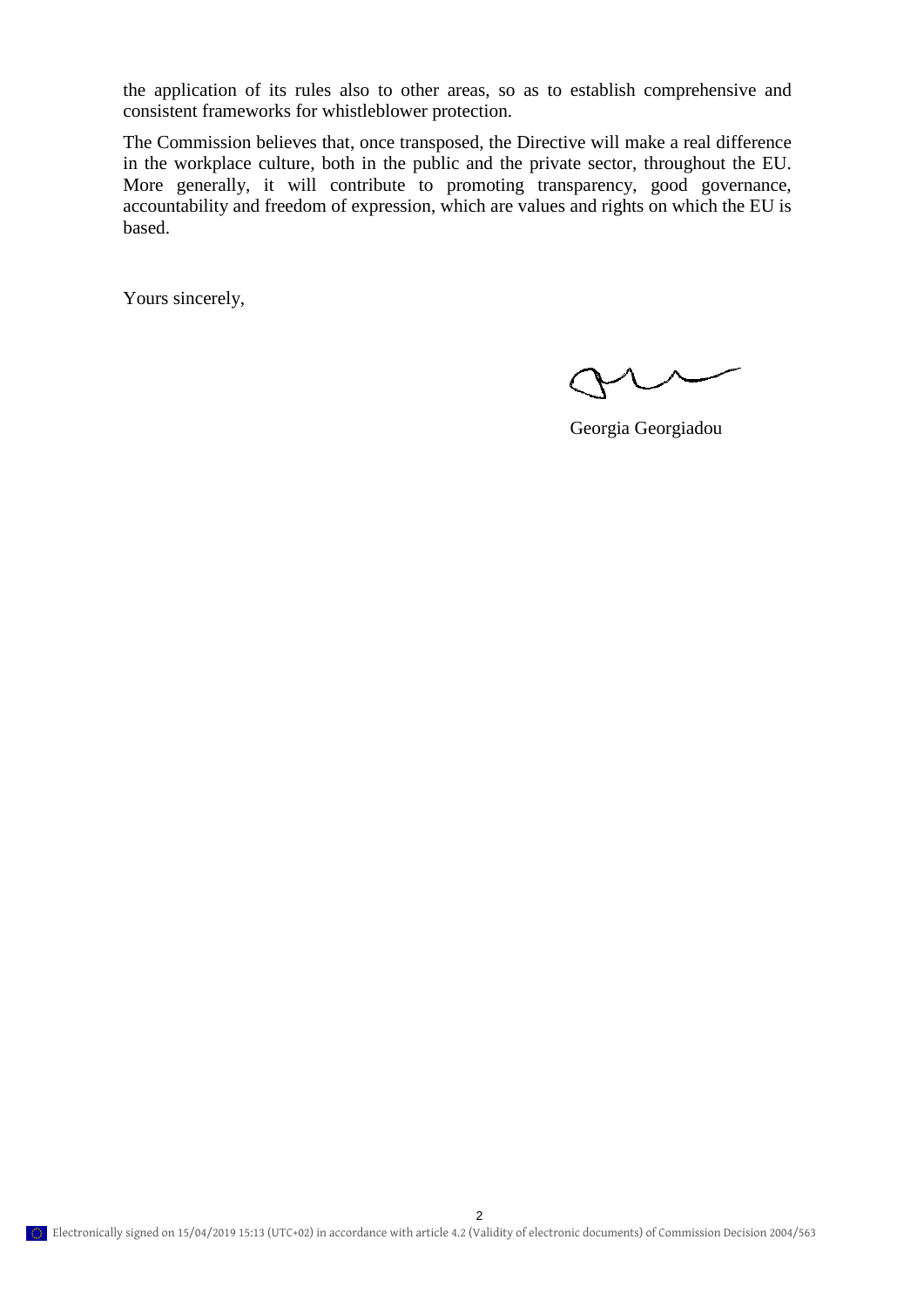the application of its rules also to other areas, so as to establish comprehensive and consistent frameworks for whistleblower protection.

The Commission believes that, once transposed, the Directive will make a real difference in the workplace culture, both in the public and the private sector, throughout the EU. More generally, it will contribute to promoting transparency, good governance, accountability and freedom of expression, which are values and rights on which the EU is based.

Yours sincerely,

Georgia Georgiadou

Electronically signed on 15/04/2019 15:13 (UTC+02) in accordance with article 4.2 (Validity of electronic documents) of Commission Decision 2004/563